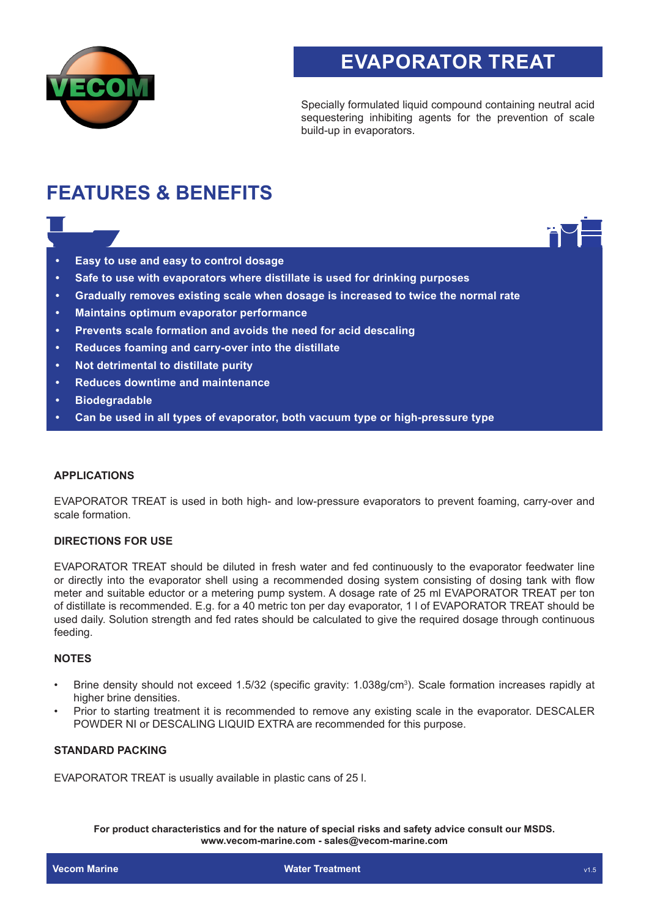# EVAPORATOR TREAT

Specially formulated liquid compound containing neutral acid sequestering inhibiting agents for the prevention of scale build-up in evaporators.

## FEATURES & BENEFITS

- **Easy to use and easy to control dosage**
- **Safe to use with evaporators where distillate is used for drinking purposes**
- **Gradually removes existing scale when dosage is increased to twice the normal rate**
- **Maintains optimum evaporator performance**
- **Prevents scale formation and avoids the need for acid descaling**
- **Reduces foaming and carry-over into the distillate**
- **Not detrimental to distillate purity**
- **Reduces downtime and maintenance**
- **Biodegradable**
- **Can be used in all types of evaporator, both vacuum type or high-pressure type**

### APPLICATIONS

EVAPORATOR TREAT is used in both high- and low-pressure evaporators to prevent foaming, carry-over and scale formation.

### DIRECTIONS FOR USE

EVAPORATOR TREAT should be diluted in fresh water and fed continuously to the evaporator feedwater line or directly into the evaporator shell using a recommended dosing system consisting of dosing tank with flow meter and suitable eductor or a metering pump system. A dosage rate of 25 ml EVAPORATOR TREAT per ton of distillate is recommended. E.g. for a 40 metric ton per day evaporator, 1 l of EVAPORATOR TREAT should be used daily. Solution strength and fed rates should be calculated to give the required dosage through continuous feeding.

### NOTES

- Brine density should not exceed 1.5/32 (specific gravity: 1.038g/cm$^3$). Scale formation increases rapidly at higher brine densities.
- Prior to starting treatment it is recommended to remove any existing scale in the evaporator. DESCALER POWDER NI or DESCALING LIQUID EXTRA are recommended for this purpose.

### STANDARD PACKING

EVAPORATOR TREAT is usually available in plastic cans of 25 l.

**For product characteristics and for the nature of special risks and safety advice consult our MSDS.**
**www.vecom-marine.com - sales@vecom-marine.com**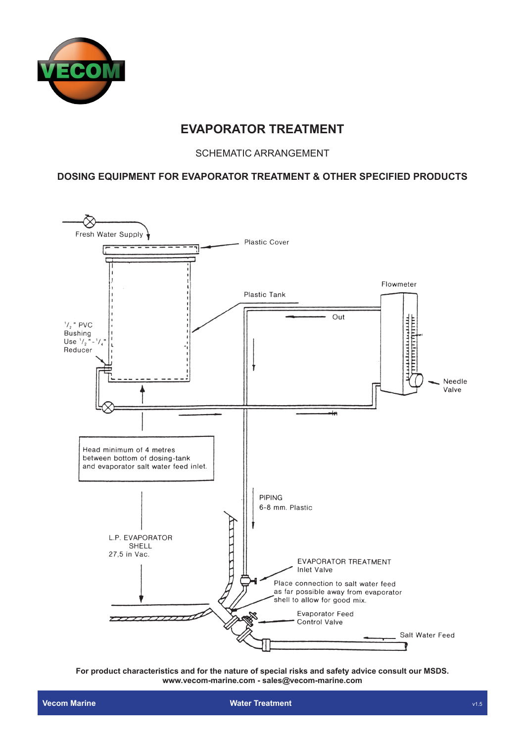# EVAPORATOR TREATMENT

SCHEMATIC ARRANGEMENT

**DOSING EQUIPMENT FOR EVAPORATOR TREATMENT & OTHER SPECIFIED PRODUCTS**

Fresh Water Supply

Plastic Cover

Flowmeter

Plastic Tank

Out

$^1/_2$" PVC
Bushing
Use $^1/_2$"-$^1/_4$"
Reducer

Needle
Valve

In

Head minimum of 4 metres
between bottom of dosing-tank
and evaporator salt water feed inlet.

PIPING
6-8 mm. Plastic

L.P. EVAPORATOR
SHELL
27,5 in Vac.

EVAPORATOR TREATMENT
Inlet Valve

Place connection to salt water feed
as far possible away from evaporator
shell to allow for good mix.

Evaporator Feed
Control Valve

Salt Water Feed

**For product characteristics and for the nature of special risks and safety advice consult our MSDS.**
**www.vecom-marine.com - sales@vecom-marine.com**